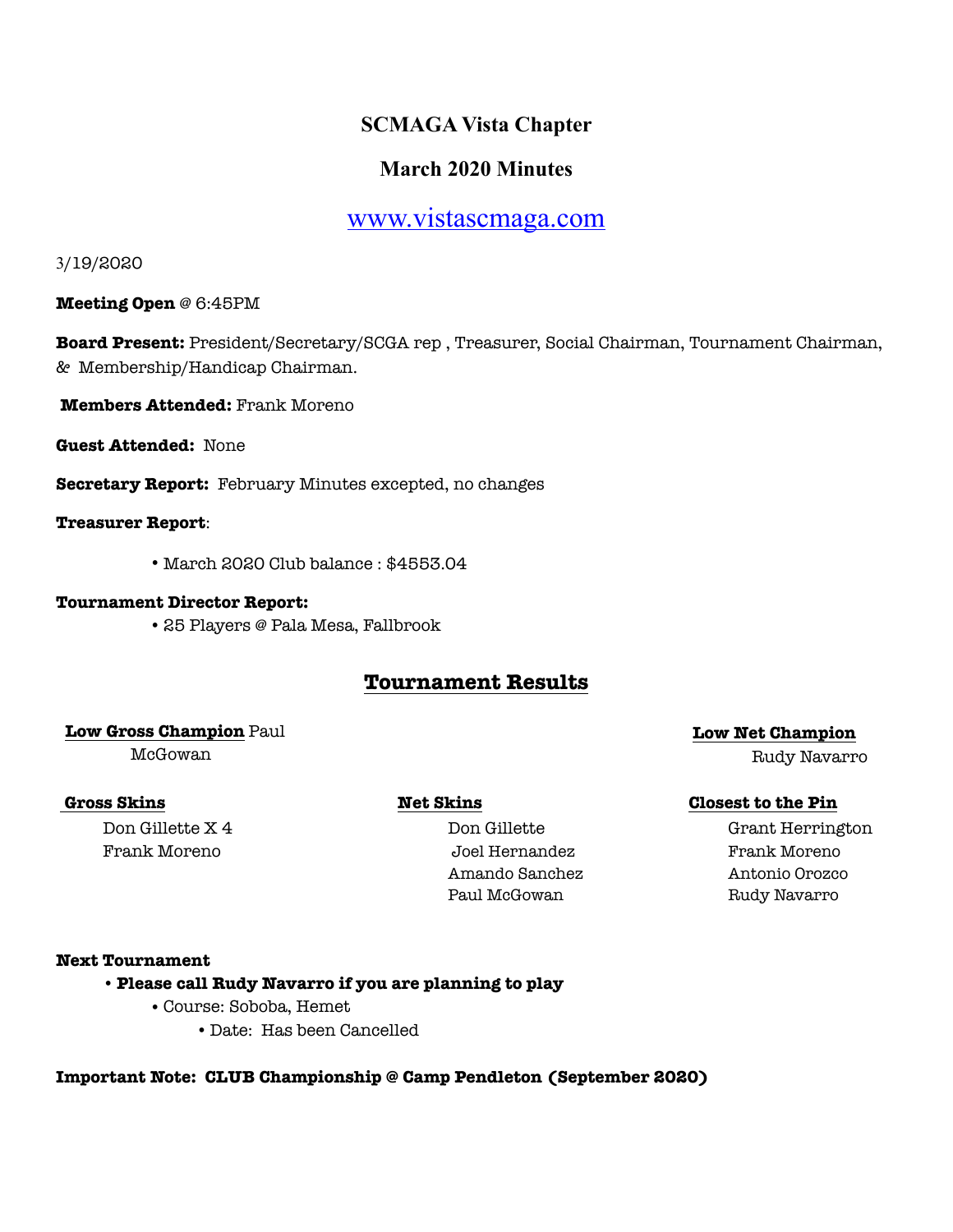# SCMAGA Vista Chapter

## March 2020 Minutes

[www.vistascmaga.com](http://www.vistascmaga.com)

3/19/2020

**Meeting Open** @ 6:45PM

**Board Present:** President/Secretary/SCGA rep , Treasurer, Social Chairman, Tournament Chairman, & Membership/Handicap Chairman.

**Members Attended:** Frank Moreno

**Guest Attended:** None

**Secretary Report:** February Minutes excepted, no changes

**Treasurer Report**:

- March 2020 Club balance : $4553.04

**Tournament Director Report:**

- 25 Players @ Pala Mesa, Fallbrook

## Tournament Results

**Low Gross Champion** Paul McGowan

**Low Net Champion**
Rudy Navarro

| Gross Skins | Net Skins | Closest to the Pin |
|---|---|---|
| Don Gillette X 4 | Don Gillette | Grant Herrington |
| Frank Moreno | Joel Hernandez | Frank Moreno |
| | Amando Sanchez | Antonio Orozco |
| | Paul McGowan | Rudy Navarro |

**Next Tournament**

- **Please call Rudy Navarro if you are planning to play**
  - Course: Soboba, Hemet
    - Date: Has been Cancelled

**Important Note: CLUB Championship @ Camp Pendleton (September 2020)**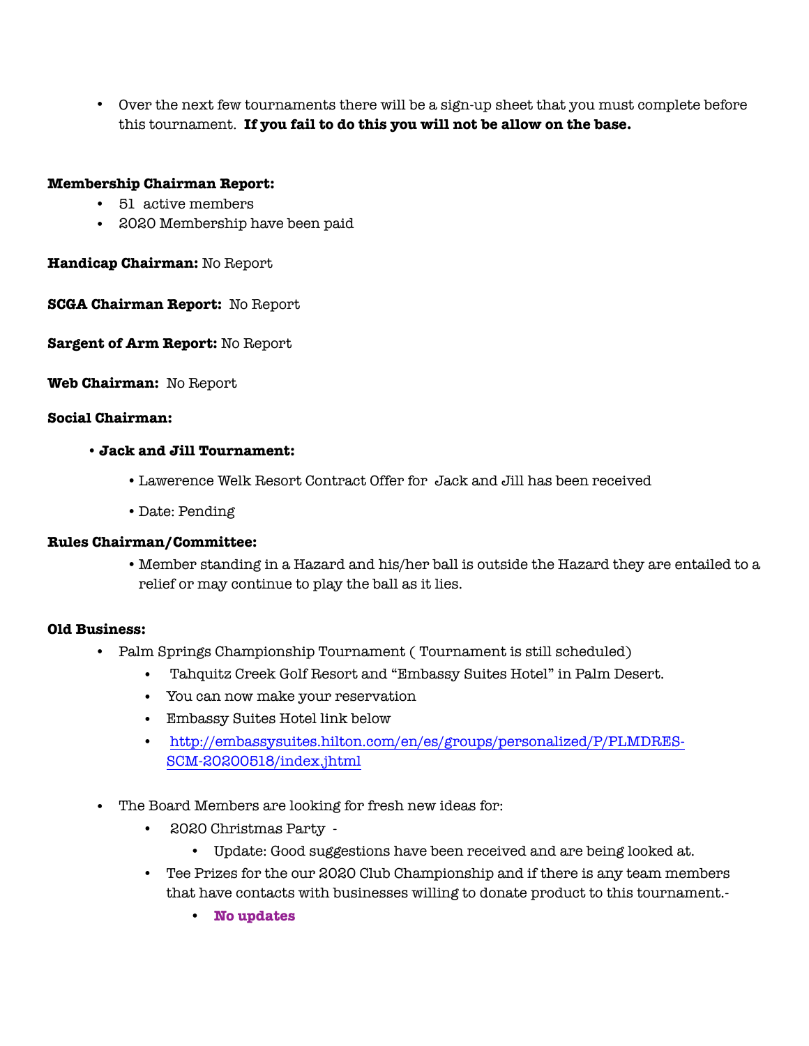- Over the next few tournaments there will be a sign-up sheet that you must complete before this tournament. **If you fail to do this you will not be allow on the base.**

**Membership Chairman Report:**

- 51 active members
- 2020 Membership have been paid

**Handicap Chairman:** No Report

**SCGA Chairman Report:** No Report

**Sargent of Arm Report:** No Report

**Web Chairman:** No Report

**Social Chairman:**

- **Jack and Jill Tournament:**
  - Lawerence Welk Resort Contract Offer for Jack and Jill has been received
  - Date: Pending

**Rules Chairman/Committee:**

- Member standing in a Hazard and his/her ball is outside the Hazard they are entailed to a relief or may continue to play the ball as it lies.

**Old Business:**

- Palm Springs Championship Tournament ( Tournament is still scheduled)
  - Tahquitz Creek Golf Resort and "Embassy Suites Hotel" in Palm Desert.
  - You can now make your reservation
  - Embassy Suites Hotel link below
  - http://embassysuites.hilton.com/en/es/groups/personalized/P/PLMDRES-SCM-20200518/index.jhtml

- The Board Members are looking for fresh new ideas for:
  - 2020 Christmas Party -
    - Update: Good suggestions have been received and are being looked at.
  - Tee Prizes for the our 2020 Club Championship and if there is any team members that have contacts with businesses willing to donate product to this tournament.-
    - **No updates**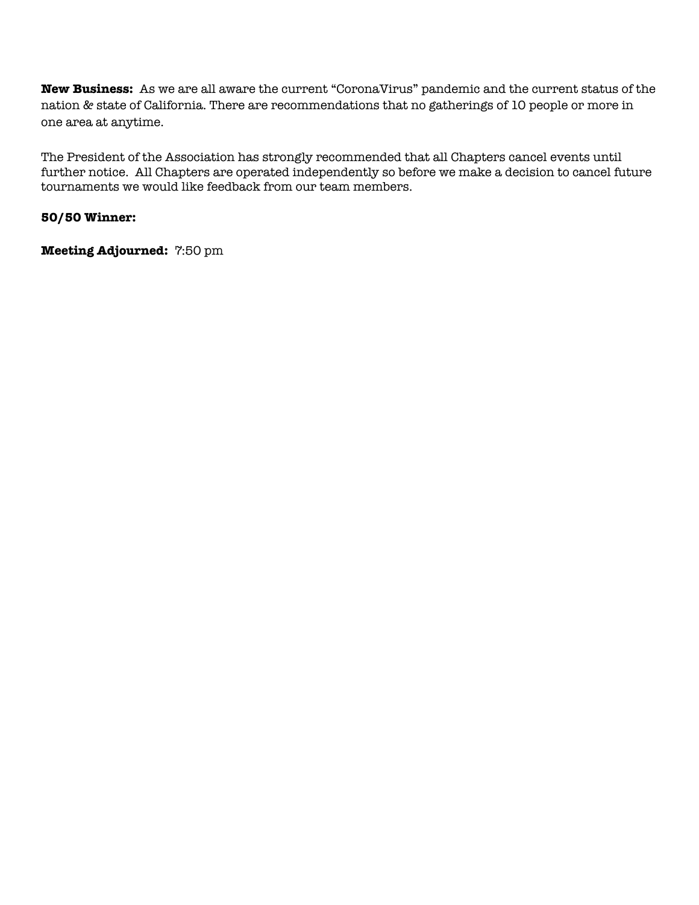**New Business:** As we are all aware the current "CoronaVirus" pandemic and the current status of the nation & state of California. There are recommendations that no gatherings of 10 people or more in one area at anytime.

The President of the Association has strongly recommended that all Chapters cancel events until further notice. All Chapters are operated independently so before we make a decision to cancel future tournaments we would like feedback from our team members.

**50/50 Winner:**

**Meeting Adjourned:** 7:50 pm